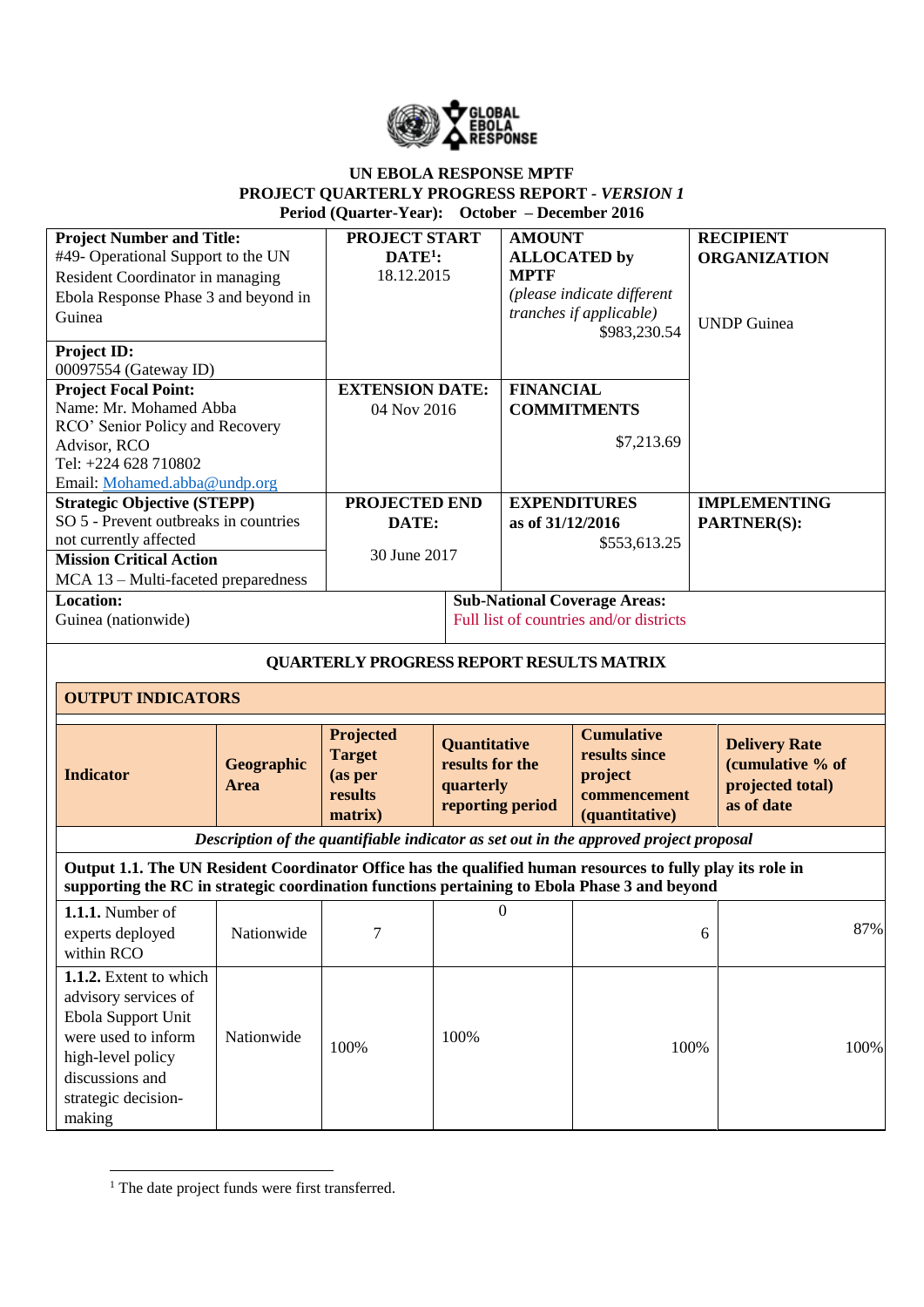# UN EBOLA RESPONSE MPTF
## PROJECT QUARTERLY PROGRESS REPORT - *VERSION 1*
**Period (Quarter-Year): October – December 2016**

| **Project Number and Title:**<br>#49- Operational Support to the UN Resident Coordinator in managing Ebola Response Phase 3 and beyond in Guinea<br><br>**Project ID:**<br>00097554 (Gateway ID) | **PROJECT START DATE[1]:**<br>18.12.2015 | **AMOUNT ALLOCATED by MPTF**<br>*(please indicate different tranches if applicable)*<br>$983,230.54 | **RECIPIENT ORGANIZATION**<br><br>UNDP Guinea |
|---|---|---|---|
| **Project Focal Point:**<br>Name: Mr. Mohamed Abba<br>RCO' Senior Policy and Recovery Advisor, RCO<br>Tel: +224 628 710802<br>Email: Mohamed.abba@undp.org | **EXTENSION DATE:**<br>04 Nov 2016 | **FINANCIAL COMMITMENTS**<br><br>$7,213.69 | |
| **Strategic Objective (STEPP)**<br>SO 5 - Prevent outbreaks in countries not currently affected<br>**Mission Critical Action**<br>MCA 13 – Multi-faceted preparedness | **PROJECTED END DATE:**<br><br>30 June 2017 | **EXPENDITURES as of 31/12/2016**<br>$553,613.25 | **IMPLEMENTING PARTNER(S):** |
| **Location:**<br>Guinea (nationwide) | | **Sub-National Coverage Areas:**<br>Full list of countries and/or districts | |

## QUARTERLY PROGRESS REPORT RESULTS MATRIX

### OUTPUT INDICATORS

| **Indicator** | **Geographic Area** | **Projected Target (as per results matrix)** | **Quantitative results for the quarterly reporting period** | **Cumulative results since project commencement (quantitative)** | **Delivery Rate (cumulative % of projected total) as of date** |
|---|---|---|---|---|---|
| ***Description of the quantifiable indicator as set out in the approved project proposal*** | | | | | |
| **Output 1.1. The UN Resident Coordinator Office has the qualified human resources to fully play its role in supporting the RC in strategic coordination functions pertaining to Ebola Phase 3 and beyond** | | | | | |
| **1.1.1.** Number of experts deployed within RCO | Nationwide | 7 | 0 | 6 | 87% |
| **1.1.2.** Extent to which advisory services of Ebola Support Unit were used to inform high-level policy discussions and strategic decision-making | Nationwide | 100% | 100% | 100% | 100% |

[1] The date project funds were first transferred.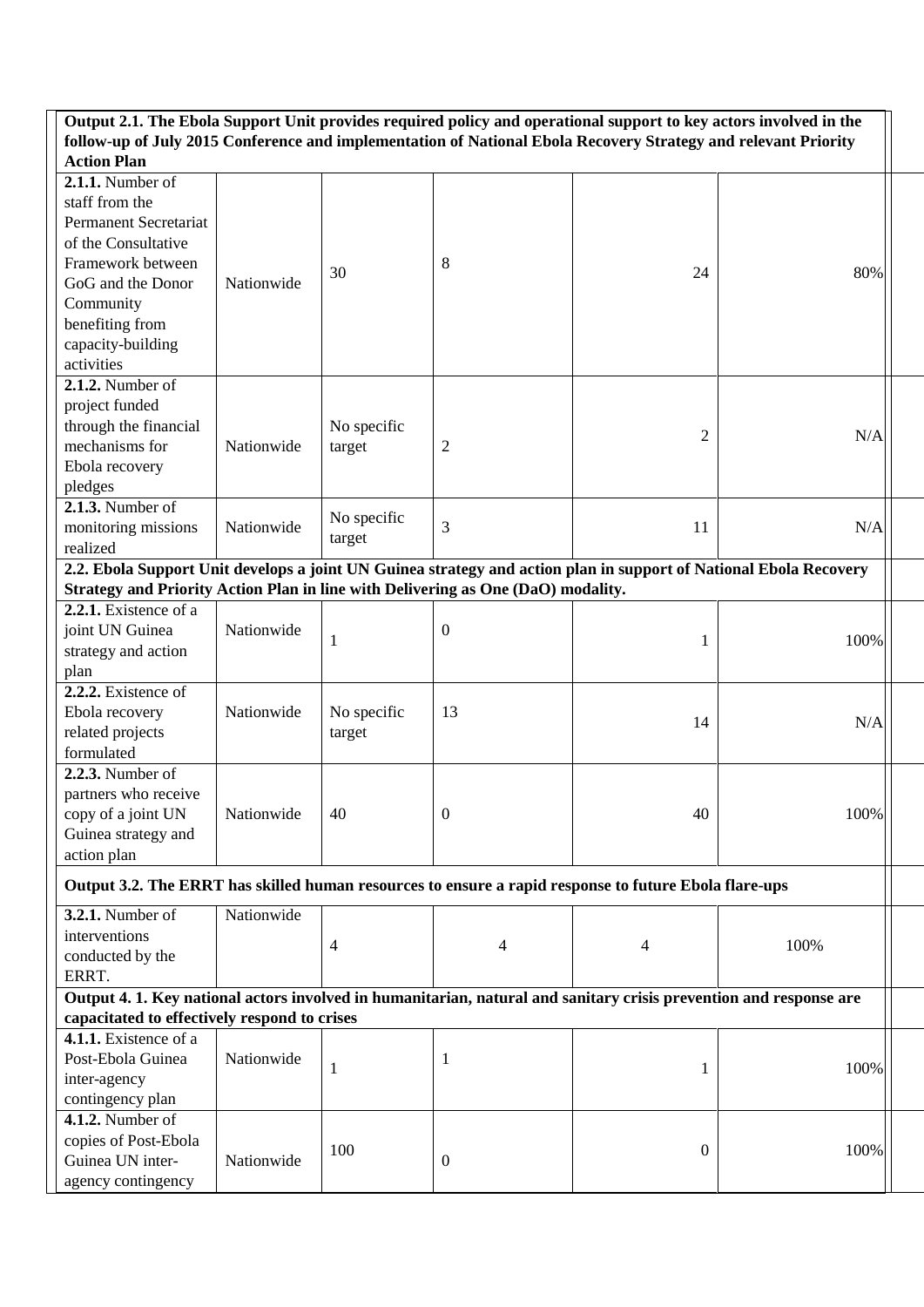| | | | | | | |
|---|---|---|---|---|---|---|
| **Output 2.1. The Ebola Support Unit provides required policy and operational support to key actors involved in the follow-up of July 2015 Conference and implementation of National Ebola Recovery Strategy and relevant Priority Action Plan** | | | | | | |
| **2.1.1.** Number of staff from the Permanent Secretariat of the Consultative Framework between GoG and the Donor Community benefiting from capacity-building activities | Nationwide | 30 | 8 | 24 | 80% | |
| **2.1.2.** Number of project funded through the financial mechanisms for Ebola recovery pledges | Nationwide | No specific target | 2 | 2 | N/A | |
| **2.1.3.** Number of monitoring missions realized | Nationwide | No specific target | 3 | 11 | N/A | |
| **2.2. Ebola Support Unit develops a joint UN Guinea strategy and action plan in support of National Ebola Recovery Strategy and Priority Action Plan in line with Delivering as One (DaO) modality.** | | | | | | |
| **2.2.1.** Existence of a joint UN Guinea strategy and action plan | Nationwide | 1 | 0 | 1 | 100% | |
| **2.2.2.** Existence of Ebola recovery related projects formulated | Nationwide | No specific target | 13 | 14 | N/A | |
| **2.2.3.** Number of partners who receive copy of a joint UN Guinea strategy and action plan | Nationwide | 40 | 0 | 40 | 100% | |
| **Output 3.2. The ERRT has skilled human resources to ensure a rapid response to future Ebola flare-ups** | | | | | | |
| **3.2.1.** Number of interventions conducted by the ERRT. | Nationwide | 4 | 4 | 4 | 100% | |
| **Output 4. 1. Key national actors involved in humanitarian, natural and sanitary crisis prevention and response are capacitated to effectively respond to crises** | | | | | | |
| **4.1.1.** Existence of a Post-Ebola Guinea inter-agency contingency plan | Nationwide | 1 | 1 | 1 | 100% | |
| **4.1.2.** Number of copies of Post-Ebola Guinea UN inter-agency contingency | Nationwide | 100 | 0 | 0 | 100% | |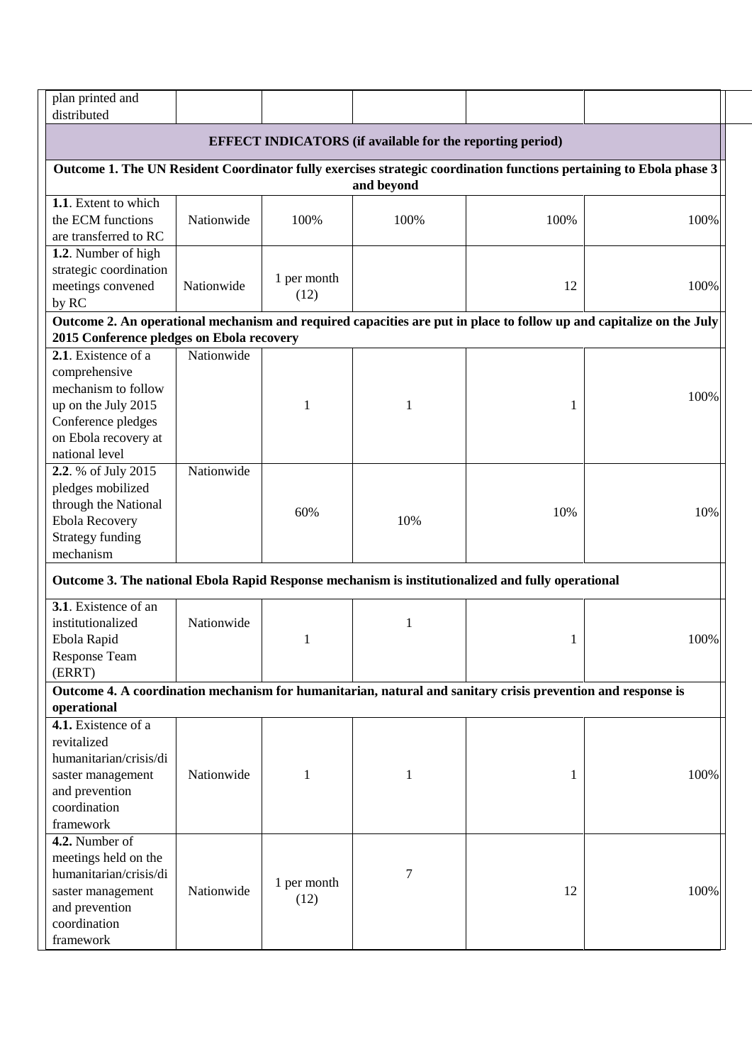| | | | | | |
|---|---|---|---|---|---|
| plan printed and distributed | | | | | |
| **EFFECT INDICATORS (if available for the reporting period)** | | | | | |
| **Outcome 1. The UN Resident Coordinator fully exercises strategic coordination functions pertaining to Ebola phase 3 and beyond** | | | | | |
| **1.1**. Extent to which the ECM functions are transferred to RC | Nationwide | 100% | 100% | 100% | 100% |
| **1.2**. Number of high strategic coordination meetings convened by RC | Nationwide | 1 per month (12) | | 12 | 100% |
| **Outcome 2. An operational mechanism and required capacities are put in place to follow up and capitalize on the July 2015 Conference pledges on Ebola recovery** | | | | | |
| **2.1**. Existence of a comprehensive mechanism to follow up on the July 2015 Conference pledges on Ebola recovery at national level | Nationwide | 1 | 1 | 1 | 100% |
| **2.2**. % of July 2015 pledges mobilized through the National Ebola Recovery Strategy funding mechanism | Nationwide | 60% | 10% | 10% | 10% |
| **Outcome 3. The national Ebola Rapid Response mechanism is institutionalized and fully operational** | | | | | |
| **3.1**. Existence of an institutionalized Ebola Rapid Response Team (ERRT) | Nationwide | 1 | 1 | 1 | 100% |
| **Outcome 4. A coordination mechanism for humanitarian, natural and sanitary crisis prevention and response is operational** | | | | | |
| **4.1.** Existence of a revitalized humanitarian/crisis/disaster management and prevention coordination framework | Nationwide | 1 | 1 | 1 | 100% |
| **4.2.** Number of meetings held on the humanitarian/crisis/disaster management and prevention coordination framework | Nationwide | 1 per month (12) | 7 | 12 | 100% |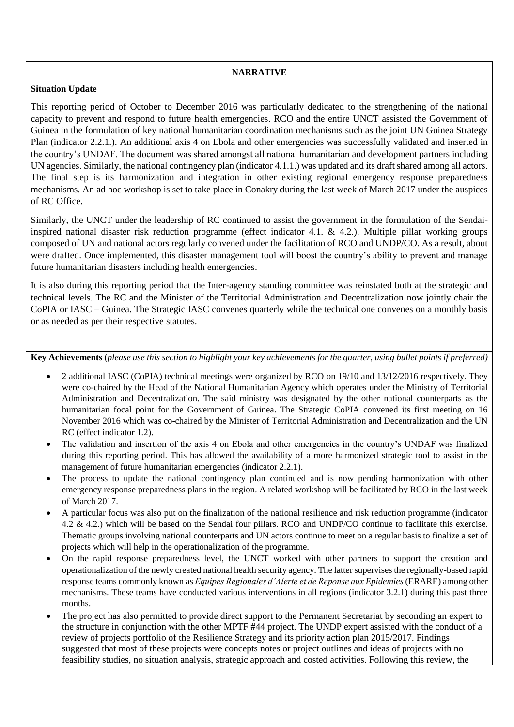**NARRATIVE**

**Situation Update**

This reporting period of October to December 2016 was particularly dedicated to the strengthening of the national capacity to prevent and respond to future health emergencies. RCO and the entire UNCT assisted the Government of Guinea in the formulation of key national humanitarian coordination mechanisms such as the joint UN Guinea Strategy Plan (indicator 2.2.1.). An additional axis 4 on Ebola and other emergencies was successfully validated and inserted in the country's UNDAF. The document was shared amongst all national humanitarian and development partners including UN agencies. Similarly, the national contingency plan (indicator 4.1.1.) was updated and its draft shared among all actors. The final step is its harmonization and integration in other existing regional emergency response preparedness mechanisms. An ad hoc workshop is set to take place in Conakry during the last week of March 2017 under the auspices of RC Office.

Similarly, the UNCT under the leadership of RC continued to assist the government in the formulation of the Sendai-inspired national disaster risk reduction programme (effect indicator 4.1. & 4.2.). Multiple pillar working groups composed of UN and national actors regularly convened under the facilitation of RCO and UNDP/CO. As a result, about were drafted. Once implemented, this disaster management tool will boost the country's ability to prevent and manage future humanitarian disasters including health emergencies.

It is also during this reporting period that the Inter-agency standing committee was reinstated both at the strategic and technical levels. The RC and the Minister of the Territorial Administration and Decentralization now jointly chair the CoPIA or IASC – Guinea. The Strategic IASC convenes quarterly while the technical one convenes on a monthly basis or as needed as per their respective statutes.

**Key Achievements** (*please use this section to highlight your key achievements for the quarter, using bullet points if preferred)*

- 2 additional IASC (CoPIA) technical meetings were organized by RCO on 19/10 and 13/12/2016 respectively. They were co-chaired by the Head of the National Humanitarian Agency which operates under the Ministry of Territorial Administration and Decentralization. The said ministry was designated by the other national counterparts as the humanitarian focal point for the Government of Guinea. The Strategic CoPIA convened its first meeting on 16 November 2016 which was co-chaired by the Minister of Territorial Administration and Decentralization and the UN RC (effect indicator 1.2).
- The validation and insertion of the axis 4 on Ebola and other emergencies in the country's UNDAF was finalized during this reporting period. This has allowed the availability of a more harmonized strategic tool to assist in the management of future humanitarian emergencies (indicator 2.2.1).
- The process to update the national contingency plan continued and is now pending harmonization with other emergency response preparedness plans in the region. A related workshop will be facilitated by RCO in the last week of March 2017.
- A particular focus was also put on the finalization of the national resilience and risk reduction programme (indicator 4.2 & 4.2.) which will be based on the Sendai four pillars. RCO and UNDP/CO continue to facilitate this exercise. Thematic groups involving national counterparts and UN actors continue to meet on a regular basis to finalize a set of projects which will help in the operationalization of the programme.
- On the rapid response preparedness level, the UNCT worked with other partners to support the creation and operationalization of the newly created national health security agency. The latter supervises the regionally-based rapid response teams commonly known as *Equipes Regionales d'Alerte et de Reponse aux Epidemies* (ERARE) among other mechanisms. These teams have conducted various interventions in all regions (indicator 3.2.1) during this past three months.
- The project has also permitted to provide direct support to the Permanent Secretariat by seconding an expert to the structure in conjunction with the other MPTF #44 project. The UNDP expert assisted with the conduct of a review of projects portfolio of the Resilience Strategy and its priority action plan 2015/2017. Findings suggested that most of these projects were concepts notes or project outlines and ideas of projects with no feasibility studies, no situation analysis, strategic approach and costed activities. Following this review, the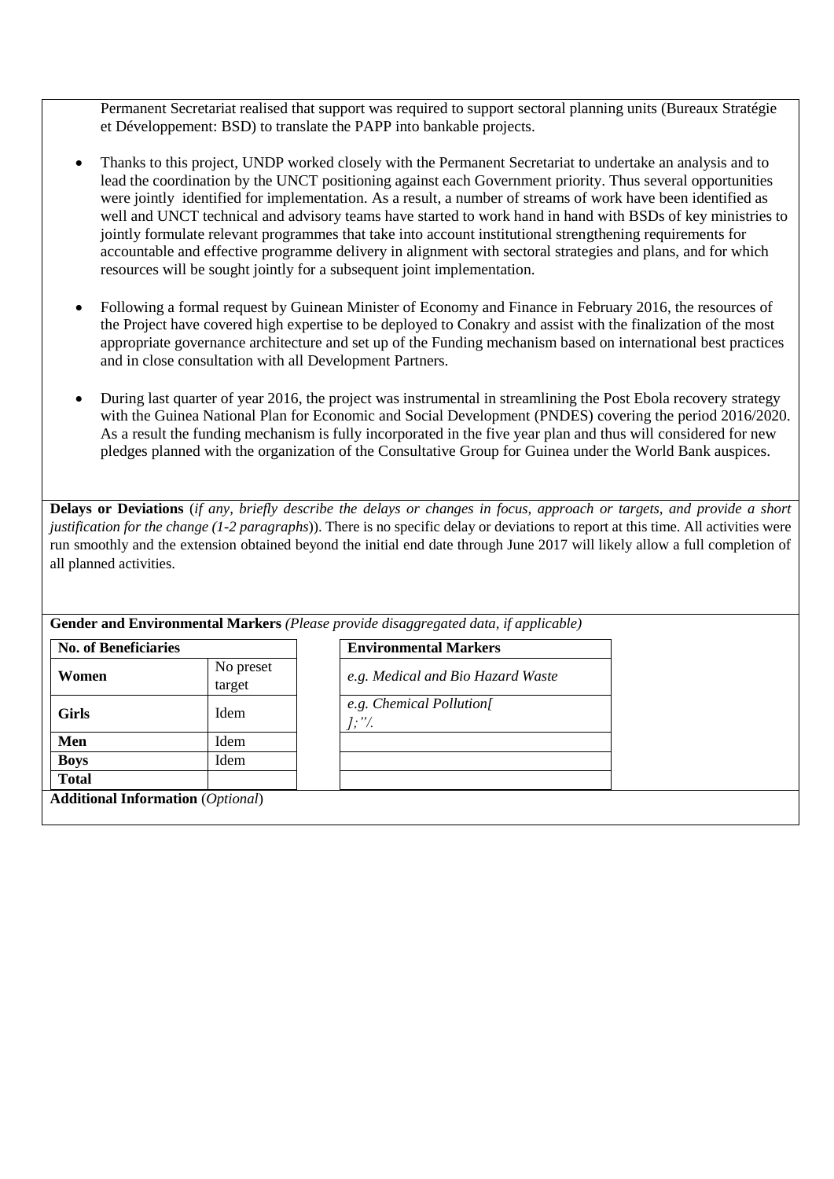Permanent Secretariat realised that support was required to support sectoral planning units (Bureaux Stratégie et Développement: BSD) to translate the PAPP into bankable projects.

- Thanks to this project, UNDP worked closely with the Permanent Secretariat to undertake an analysis and to lead the coordination by the UNCT positioning against each Government priority. Thus several opportunities were jointly identified for implementation. As a result, a number of streams of work have been identified as well and UNCT technical and advisory teams have started to work hand in hand with BSDs of key ministries to jointly formulate relevant programmes that take into account institutional strengthening requirements for accountable and effective programme delivery in alignment with sectoral strategies and plans, and for which resources will be sought jointly for a subsequent joint implementation.

- Following a formal request by Guinean Minister of Economy and Finance in February 2016, the resources of the Project have covered high expertise to be deployed to Conakry and assist with the finalization of the most appropriate governance architecture and set up of the Funding mechanism based on international best practices and in close consultation with all Development Partners.

- During last quarter of year 2016, the project was instrumental in streamlining the Post Ebola recovery strategy with the Guinea National Plan for Economic and Social Development (PNDES) covering the period 2016/2020. As a result the funding mechanism is fully incorporated in the five year plan and thus will considered for new pledges planned with the organization of the Consultative Group for Guinea under the World Bank auspices.

**Delays or Deviations** (*if any, briefly describe the delays or changes in focus, approach or targets, and provide a short justification for the change (1-2 paragraphs)*). There is no specific delay or deviations to report at this time. All activities were run smoothly and the extension obtained beyond the initial end date through June 2017 will likely allow a full completion of all planned activities.

**Gender and Environmental Markers** *(Please provide disaggregated data, if applicable)*

| **No. of Beneficiaries** | |
|---|---|
| **Women** | No preset target |
| **Girls** | Idem |
| **Men** | Idem |
| **Boys** | Idem |
| **Total** | |

| **Environmental Markers** |
|---|
| *e.g. Medical and Bio Hazard Waste* |
| *e.g. Chemical Pollution[ ];"/.* |
| |
| |
| |

**Additional Information** (*Optional*)